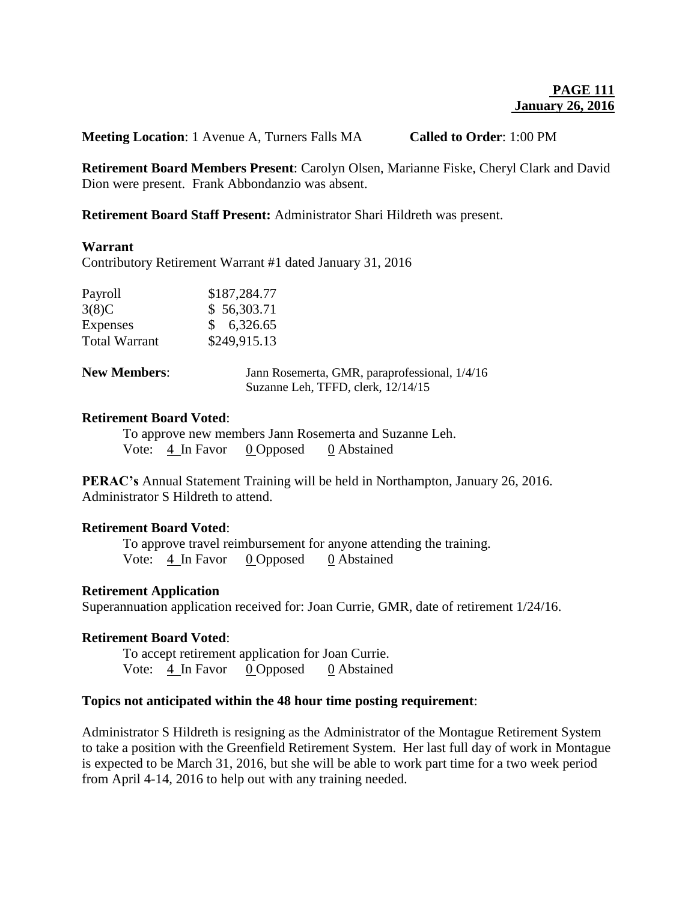**PAGE 111**
**January 26, 2016**

**Meeting Location**: 1 Avenue A, Turners Falls MA **Called to Order**: 1:00 PM

**Retirement Board Members Present**: Carolyn Olsen, Marianne Fiske, Cheryl Clark and David Dion were present. Frank Abbondanzio was absent.

**Retirement Board Staff Present:** Administrator Shari Hildreth was present.

**Warrant**

Contributory Retirement Warrant #1 dated January 31, 2016

| | |
|---|---|
| Payroll | $187,284.77 |
| 3(8)C | $ 56,303.71 |
| Expenses | $ 6,326.65 |
| Total Warrant | $249,915.13 |

**New Members**: Jann Rosemerta, GMR, paraprofessional, 1/4/16
Suzanne Leh, TFFD, clerk, 12/14/15

**Retirement Board Voted**:

To approve new members Jann Rosemerta and Suzanne Leh.
Vote: 4 In Favor 0 Opposed 0 Abstained

**PERAC's** Annual Statement Training will be held in Northampton, January 26, 2016. Administrator S Hildreth to attend.

**Retirement Board Voted**:

To approve travel reimbursement for anyone attending the training.
Vote: 4 In Favor 0 Opposed 0 Abstained

**Retirement Application**

Superannuation application received for: Joan Currie, GMR, date of retirement 1/24/16.

**Retirement Board Voted**:

To accept retirement application for Joan Currie.
Vote: 4 In Favor 0 Opposed 0 Abstained

**Topics not anticipated within the 48 hour time posting requirement**:

Administrator S Hildreth is resigning as the Administrator of the Montague Retirement System to take a position with the Greenfield Retirement System. Her last full day of work in Montague is expected to be March 31, 2016, but she will be able to work part time for a two week period from April 4-14, 2016 to help out with any training needed.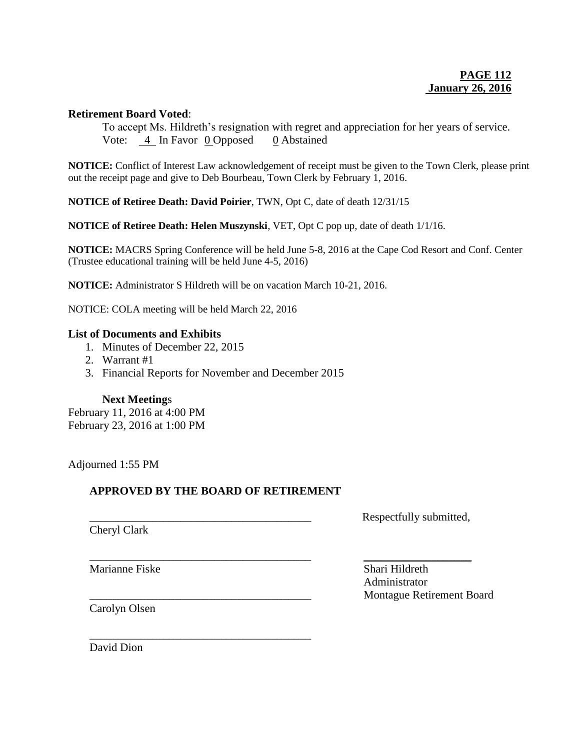**Retirement Board Voted**:

To accept Ms. Hildreth's resignation with regret and appreciation for her years of service.
Vote: 4 In Favor 0 Opposed 0 Abstained

**NOTICE:** Conflict of Interest Law acknowledgement of receipt must be given to the Town Clerk, please print out the receipt page and give to Deb Bourbeau, Town Clerk by February 1, 2016.

**NOTICE of Retiree Death: David Poirier**, TWN, Opt C, date of death 12/31/15

**NOTICE of Retiree Death: Helen Muszynski**, VET, Opt C pop up, date of death 1/1/16.

**NOTICE:** MACRS Spring Conference will be held June 5-8, 2016 at the Cape Cod Resort and Conf. Center (Trustee educational training will be held June 4-5, 2016)

**NOTICE:** Administrator S Hildreth will be on vacation March 10-21, 2016.

NOTICE: COLA meeting will be held March 22, 2016

**List of Documents and Exhibits**

1. Minutes of December 22, 2015
2. Warrant #1
3. Financial Reports for November and December 2015

**Next Meetings**

February 11, 2016 at 4:00 PM
February 23, 2016 at 1:00 PM

Adjourned 1:55 PM

**APPROVED BY THE BOARD OF RETIREMENT**

_______________________________________
Cheryl Clark

_______________________________________
Marianne Fiske

_______________________________________
Carolyn Olsen

_______________________________________
David Dion

Respectfully submitted,

____________________
Shari Hildreth
Administrator
Montague Retirement Board